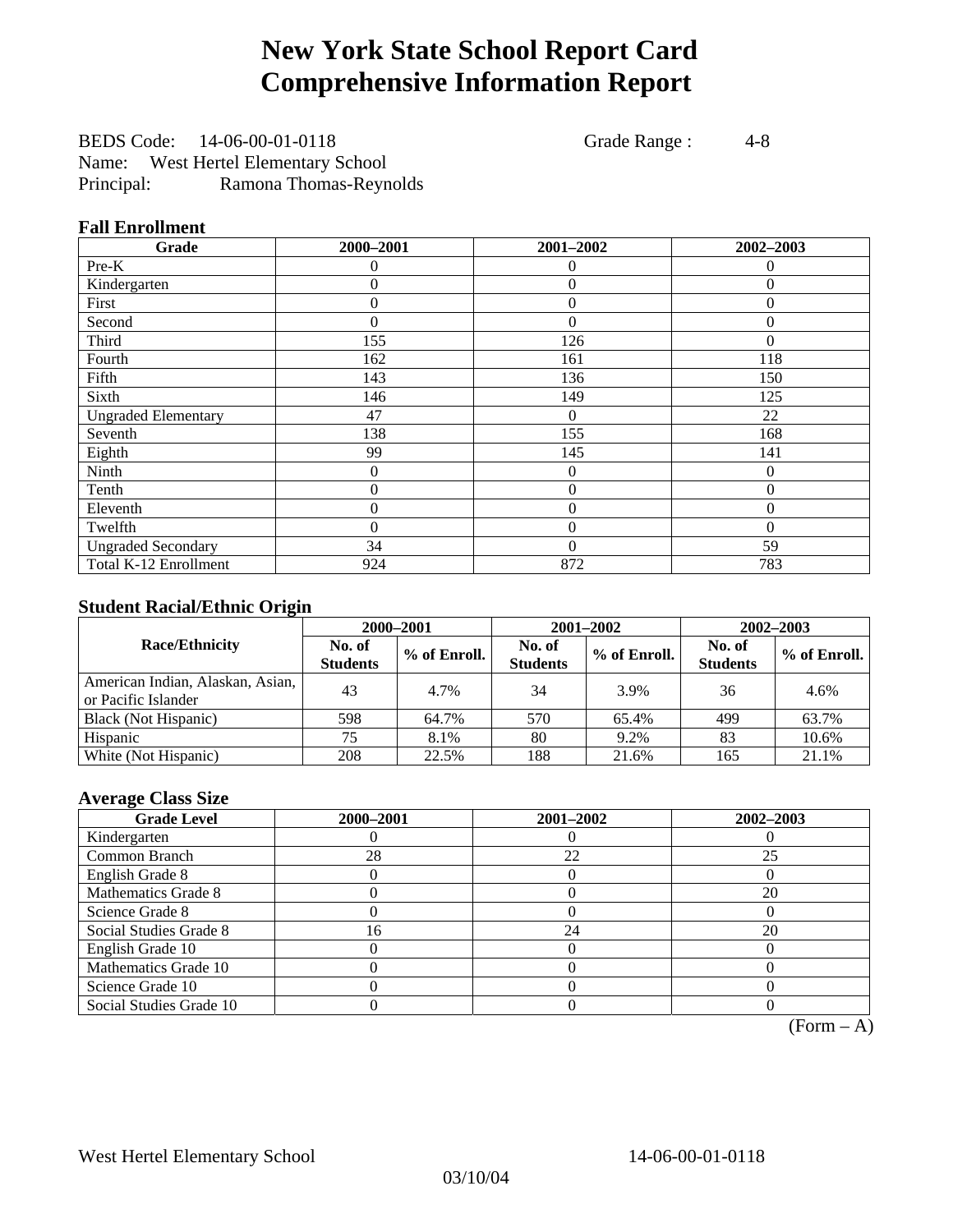# New York State School Report Card
# Comprehensive Information Report

BEDS Code: 14-06-00-01-0118 Grade Range : 4-8
Name: West Hertel Elementary School
Principal: Ramona Thomas-Reynolds

### Fall Enrollment

| Grade | 2000–2001 | 2001–2002 | 2002–2003 |
|---|---|---|---|
| Pre-K | 0 | 0 | 0 |
| Kindergarten | 0 | 0 | 0 |
| First | 0 | 0 | 0 |
| Second | 0 | 0 | 0 |
| Third | 155 | 126 | 0 |
| Fourth | 162 | 161 | 118 |
| Fifth | 143 | 136 | 150 |
| Sixth | 146 | 149 | 125 |
| Ungraded Elementary | 47 | 0 | 22 |
| Seventh | 138 | 155 | 168 |
| Eighth | 99 | 145 | 141 |
| Ninth | 0 | 0 | 0 |
| Tenth | 0 | 0 | 0 |
| Eleventh | 0 | 0 | 0 |
| Twelfth | 0 | 0 | 0 |
| Ungraded Secondary | 34 | 0 | 59 |
| Total K-12 Enrollment | 924 | 872 | 783 |

### Student Racial/Ethnic Origin

| Race/Ethnicity | 2000–2001 | | 2001–2002 | | 2002–2003 | |
|---|---|---|---|---|---|---|
| | No. of Students | % of Enroll. | No. of Students | % of Enroll. | No. of Students | % of Enroll. |
| American Indian, Alaskan, Asian, or Pacific Islander | 43 | 4.7% | 34 | 3.9% | 36 | 4.6% |
| Black (Not Hispanic) | 598 | 64.7% | 570 | 65.4% | 499 | 63.7% |
| Hispanic | 75 | 8.1% | 80 | 9.2% | 83 | 10.6% |
| White (Not Hispanic) | 208 | 22.5% | 188 | 21.6% | 165 | 21.1% |

### Average Class Size

| Grade Level | 2000–2001 | 2001–2002 | 2002–2003 |
|---|---|---|---|
| Kindergarten | 0 | 0 | 0 |
| Common Branch | 28 | 22 | 25 |
| English Grade 8 | 0 | 0 | 0 |
| Mathematics Grade 8 | 0 | 0 | 20 |
| Science Grade 8 | 0 | 0 | 0 |
| Social Studies Grade 8 | 16 | 24 | 20 |
| English Grade 10 | 0 | 0 | 0 |
| Mathematics Grade 10 | 0 | 0 | 0 |
| Science Grade 10 | 0 | 0 | 0 |
| Social Studies Grade 10 | 0 | 0 | 0 |

(Form – A)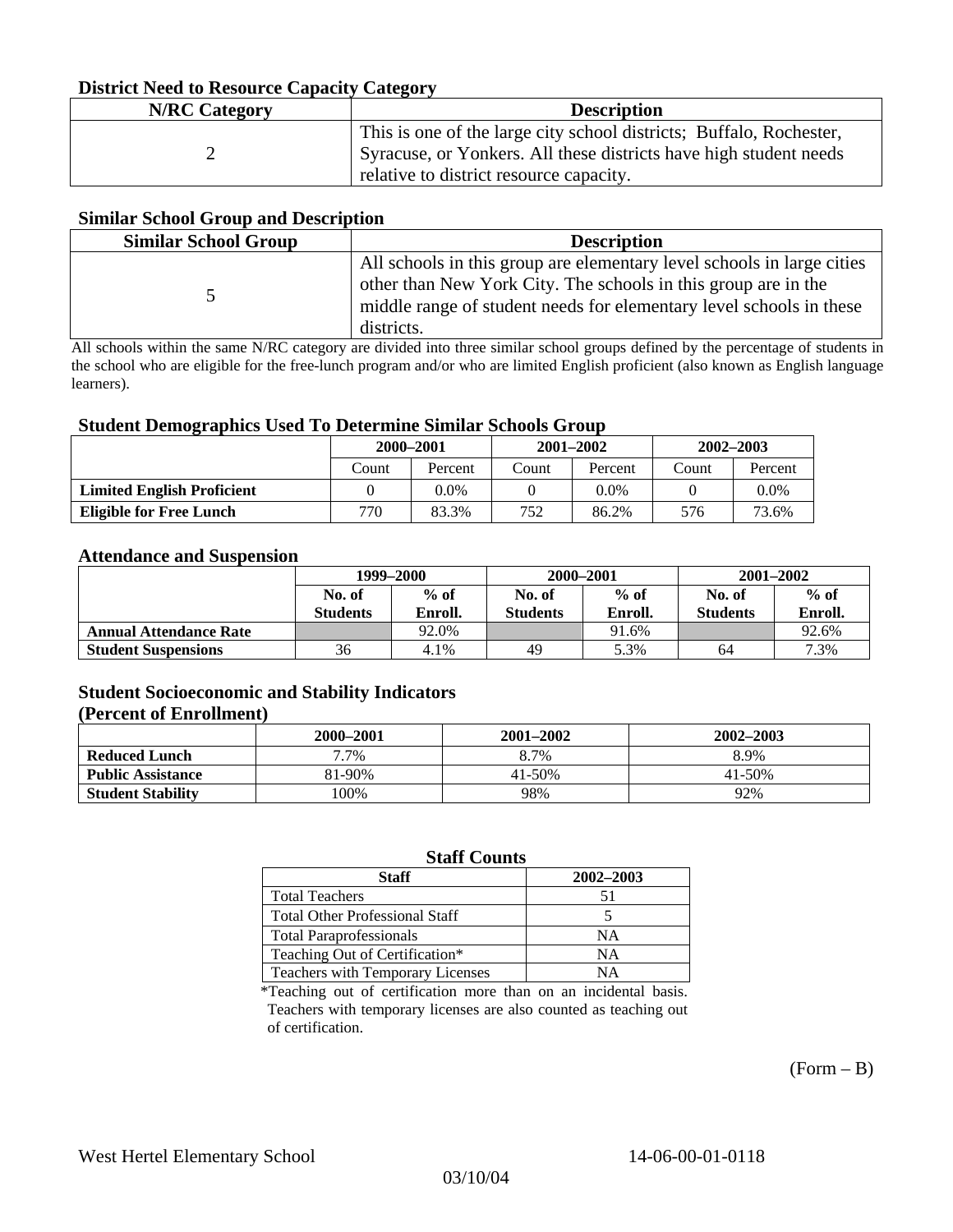### District Need to Resource Capacity Category

| N/RC Category | Description |
|---|---|
| 2 | This is one of the large city school districts; Buffalo, Rochester, Syracuse, or Yonkers. All these districts have high student needs relative to district resource capacity. |

### Similar School Group and Description

| Similar School Group | Description |
|---|---|
| 5 | All schools in this group are elementary level schools in large cities other than New York City. The schools in this group are in the middle range of student needs for elementary level schools in these districts. |

All schools within the same N/RC category are divided into three similar school groups defined by the percentage of students in the school who are eligible for the free-lunch program and/or who are limited English proficient (also known as English language learners).

### Student Demographics Used To Determine Similar Schools Group

| | 2000–2001 | | 2001–2002 | | 2002–2003 | |
|---|---|---|---|---|---|---|
| | Count | Percent | Count | Percent | Count | Percent |
| **Limited English Proficient** | 0 | 0.0% | 0 | 0.0% | 0 | 0.0% |
| **Eligible for Free Lunch** | 770 | 83.3% | 752 | 86.2% | 576 | 73.6% |

### Attendance and Suspension

| | 1999–2000 | | 2000–2001 | | 2001–2002 | |
|---|---|---|---|---|---|---|
| | No. of Students | % of Enroll. | No. of Students | % of Enroll. | No. of Students | % of Enroll. |
| **Annual Attendance Rate** | | 92.0% | | 91.6% | | 92.6% |
| **Student Suspensions** | 36 | 4.1% | 49 | 5.3% | 64 | 7.3% |

### Student Socioeconomic and Stability Indicators
### (Percent of Enrollment)

| | 2000–2001 | 2001–2002 | 2002–2003 |
|---|---|---|---|
| **Reduced Lunch** | 7.7% | 8.7% | 8.9% |
| **Public Assistance** | 81-90% | 41-50% | 41-50% |
| **Student Stability** | 100% | 98% | 92% |

### Staff Counts

| Staff | 2002–2003 |
|---|---|
| Total Teachers | 51 |
| Total Other Professional Staff | 5 |
| Total Paraprofessionals | NA |
| Teaching Out of Certification* | NA |
| Teachers with Temporary Licenses | NA |

*Teaching out of certification more than on an incidental basis. Teachers with temporary licenses are also counted as teaching out of certification.

(Form – B)

West Hertel Elementary School 14-06-00-01-0118

03/10/04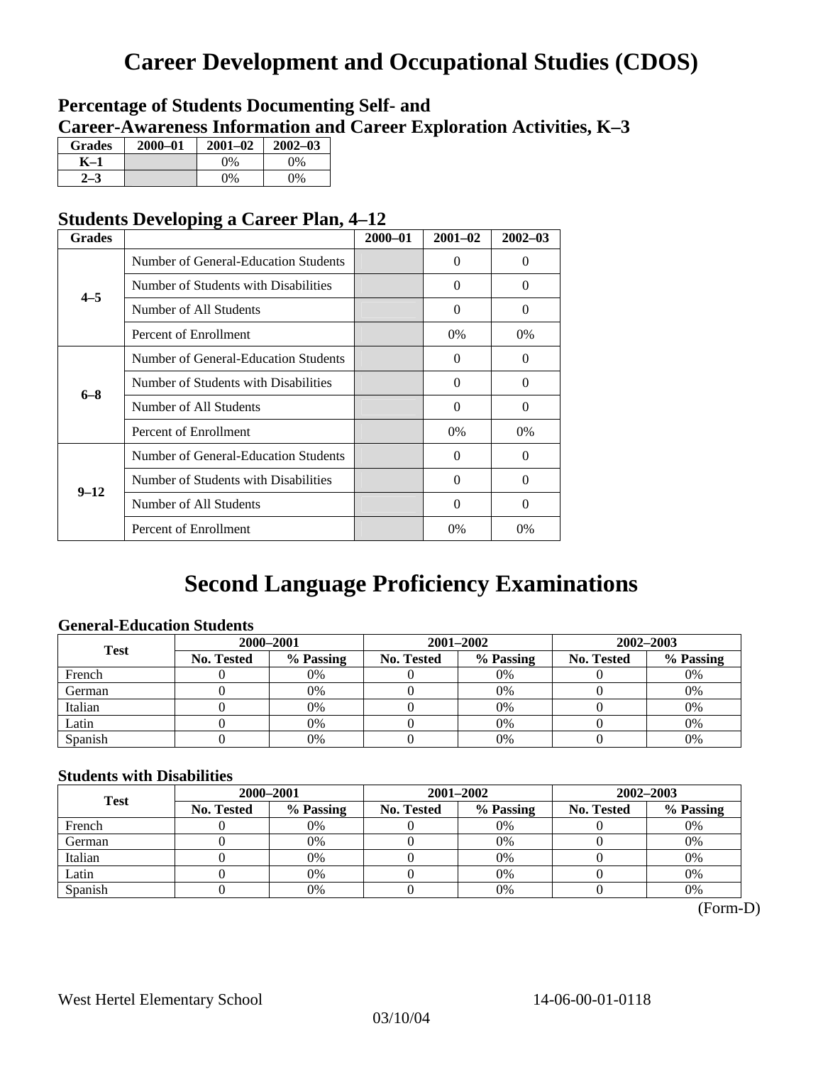# Career Development and Occupational Studies (CDOS)

### Percentage of Students Documenting Self- and Career-Awareness Information and Career Exploration Activities, K–3

| Grades | 2000–01 | 2001–02 | 2002–03 |
|---|---|---|---|
| K–1 | | 0% | 0% |
| 2–3 | | 0% | 0% |

### Students Developing a Career Plan, 4–12

| Grades | | 2000–01 | 2001–02 | 2002–03 |
|---|---|---|---|---|
| 4–5 | Number of General-Education Students | | 0 | 0 |
| | Number of Students with Disabilities | | 0 | 0 |
| | Number of All Students | | 0 | 0 |
| | Percent of Enrollment | | 0% | 0% |
| 6–8 | Number of General-Education Students | | 0 | 0 |
| | Number of Students with Disabilities | | 0 | 0 |
| | Number of All Students | | 0 | 0 |
| | Percent of Enrollment | | 0% | 0% |
| 9–12 | Number of General-Education Students | | 0 | 0 |
| | Number of Students with Disabilities | | 0 | 0 |
| | Number of All Students | | 0 | 0 |
| | Percent of Enrollment | | 0% | 0% |

# Second Language Proficiency Examinations

### General-Education Students

| Test | 2000–2001 | | 2001–2002 | | 2002–2003 | |
|---|---|---|---|---|---|---|
| | No. Tested | % Passing | No. Tested | % Passing | No. Tested | % Passing |
| French | 0 | 0% | 0 | 0% | 0 | 0% |
| German | 0 | 0% | 0 | 0% | 0 | 0% |
| Italian | 0 | 0% | 0 | 0% | 0 | 0% |
| Latin | 0 | 0% | 0 | 0% | 0 | 0% |
| Spanish | 0 | 0% | 0 | 0% | 0 | 0% |

### Students with Disabilities

| Test | 2000–2001 | | 2001–2002 | | 2002–2003 | |
|---|---|---|---|---|---|---|
| | No. Tested | % Passing | No. Tested | % Passing | No. Tested | % Passing |
| French | 0 | 0% | 0 | 0% | 0 | 0% |
| German | 0 | 0% | 0 | 0% | 0 | 0% |
| Italian | 0 | 0% | 0 | 0% | 0 | 0% |
| Latin | 0 | 0% | 0 | 0% | 0 | 0% |
| Spanish | 0 | 0% | 0 | 0% | 0 | 0% |

(Form-D)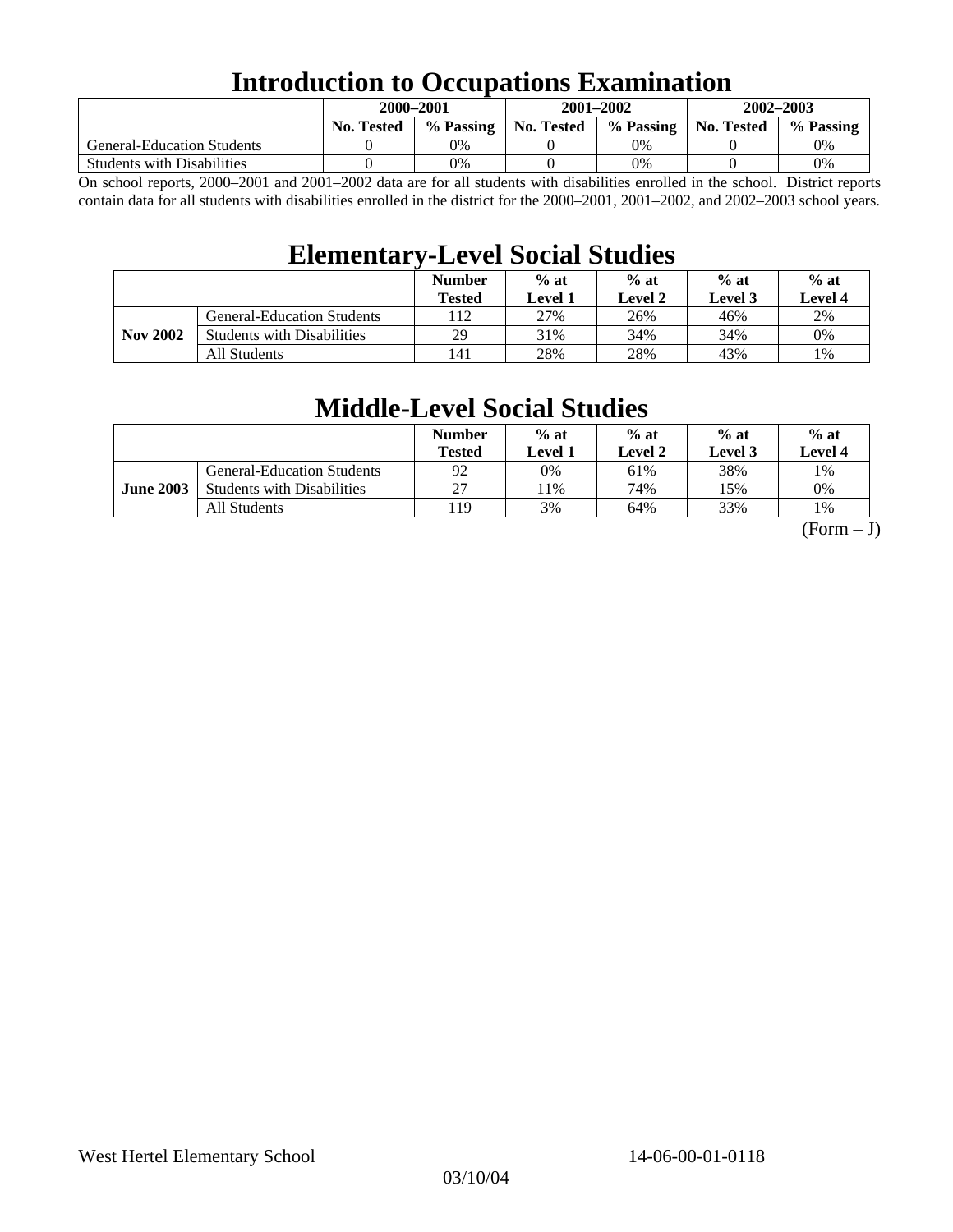# Introduction to Occupations Examination

| | 2000–2001 | | 2001–2002 | | 2002–2003 | |
|---|---|---|---|---|---|---|
| | No. Tested | % Passing | No. Tested | % Passing | No. Tested | % Passing |
| General-Education Students | 0 | 0% | 0 | 0% | 0 | 0% |
| Students with Disabilities | 0 | 0% | 0 | 0% | 0 | 0% |

On school reports, 2000–2001 and 2001–2002 data are for all students with disabilities enrolled in the school. District reports contain data for all students with disabilities enrolled in the district for the 2000–2001, 2001–2002, and 2002–2003 school years.

# Elementary-Level Social Studies

| | | Number Tested | % at Level 1 | % at Level 2 | % at Level 3 | % at Level 4 |
|---|---|---|---|---|---|---|
| Nov 2002 | General-Education Students | 112 | 27% | 26% | 46% | 2% |
| | Students with Disabilities | 29 | 31% | 34% | 34% | 0% |
| | All Students | 141 | 28% | 28% | 43% | 1% |

# Middle-Level Social Studies

| | | Number Tested | % at Level 1 | % at Level 2 | % at Level 3 | % at Level 4 |
|---|---|---|---|---|---|---|
| June 2003 | General-Education Students | 92 | 0% | 61% | 38% | 1% |
| | Students with Disabilities | 27 | 11% | 74% | 15% | 0% |
| | All Students | 119 | 3% | 64% | 33% | 1% |

(Form – J)